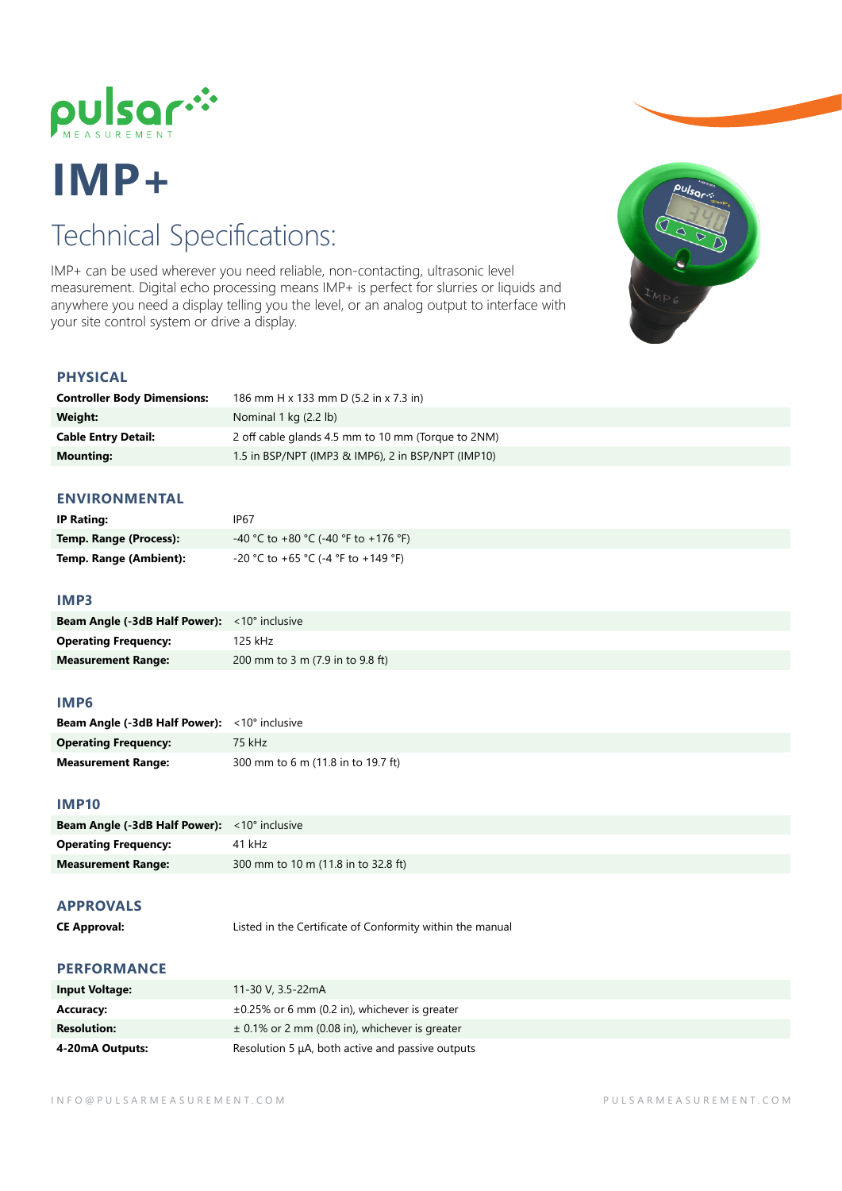# IMP+

## Technical Specifications:

IMP+ can be used wherever you need reliable, non-contacting, ultrasonic level measurement. Digital echo processing means IMP+ is perfect for slurries or liquids and anywhere you need a display telling you the level, or an analog output to interface with your site control system or drive a display.

### PHYSICAL

| | |
|---|---|
| **Controller Body Dimensions:** | 186 mm H x 133 mm D (5.2 in x 7.3 in) |
| **Weight:** | Nominal 1 kg (2.2 lb) |
| **Cable Entry Detail:** | 2 off cable glands 4.5 mm to 10 mm (Torque to 2NM) |
| **Mounting:** | 1.5 in BSP/NPT (IMP3 & IMP6), 2 in BSP/NPT (IMP10) |

### ENVIRONMENTAL

| | |
|---|---|
| **IP Rating:** | IP67 |
| **Temp. Range (Process):** | -40 °C to +80 °C (-40 °F to +176 °F) |
| **Temp. Range (Ambient):** | -20 °C to +65 °C (-4 °F to +149 °F) |

### IMP3

| | |
|---|---|
| **Beam Angle (-3dB Half Power):** | <10° inclusive |
| **Operating Frequency:** | 125 kHz |
| **Measurement Range:** | 200 mm to 3 m (7.9 in to 9.8 ft) |

### IMP6

| | |
|---|---|
| **Beam Angle (-3dB Half Power):** | <10° inclusive |
| **Operating Frequency:** | 75 kHz |
| **Measurement Range:** | 300 mm to 6 m (11.8 in to 19.7 ft) |

### IMP10

| | |
|---|---|
| **Beam Angle (-3dB Half Power):** | <10° inclusive |
| **Operating Frequency:** | 41 kHz |
| **Measurement Range:** | 300 mm to 10 m (11.8 in to 32.8 ft) |

### APPROVALS

| | |
|---|---|
| **CE Approval:** | Listed in the Certificate of Conformity within the manual |

### PERFORMANCE

| | |
|---|---|
| **Input Voltage:** | 11-30 V, 3.5-22mA |
| **Accuracy:** | ±0.25% or 6 mm (0.2 in), whichever is greater |
| **Resolution:** | ± 0.1% or 2 mm (0.08 in), whichever is greater |
| **4-20mA Outputs:** | Resolution 5 µA, both active and passive outputs |

INFO@PULSARMEASUREMENT.COM PULSARMEASUREMENT.COM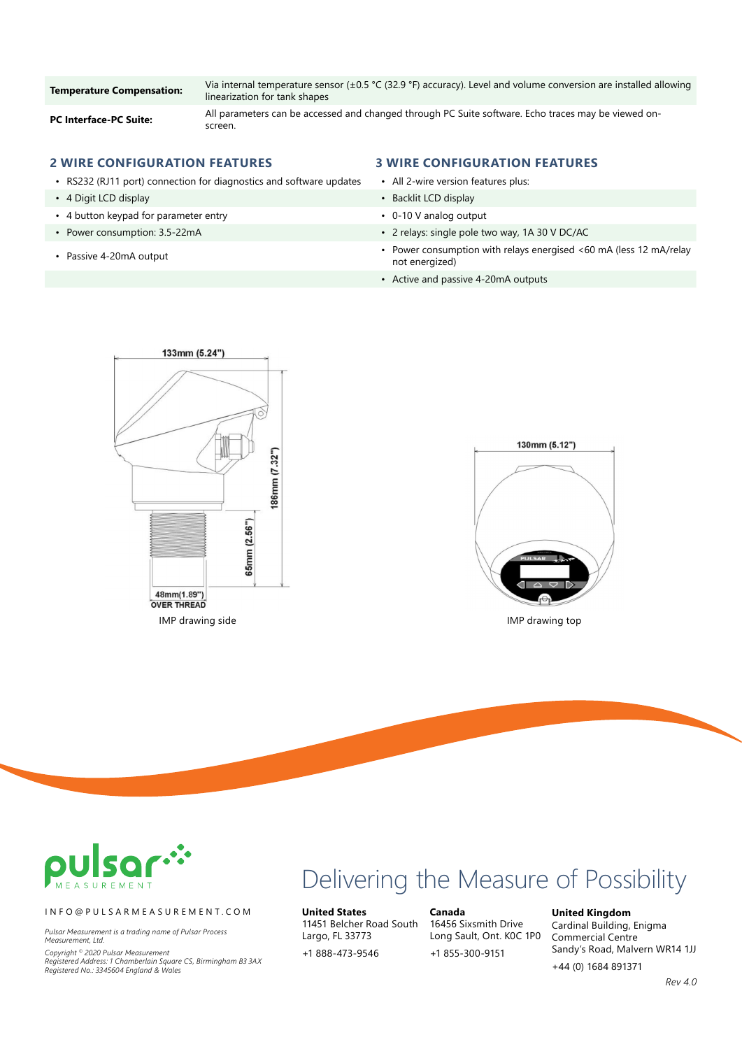| | |
|---|---|
| **Temperature Compensation:** | Via internal temperature sensor (±0.5 °C (32.9 °F) accuracy). Level and volume conversion are installed allowing linearization for tank shapes |
| **PC Interface-PC Suite:** | All parameters can be accessed and changed through PC Suite software. Echo traces may be viewed on-screen. |

## 2 WIRE CONFIGURATION FEATURES

- RS232 (RJ11 port) connection for diagnostics and software updates
- 4 Digit LCD display
- 4 button keypad for parameter entry
- Power consumption: 3.5-22mA
- Passive 4-20mA output

## 3 WIRE CONFIGURATION FEATURES

- All 2-wire version features plus:
- Backlit LCD display
- 0-10 V analog output
- 2 relays: single pole two way, 1A 30 V DC/AC
- Power consumption with relays energised <60 mA (less 12 mA/relay not energized)
- Active and passive 4-20mA outputs

133mm (5.24")
186mm (7.32")
65mm (2.56")
48mm(1.89")
OVER THREAD

IMP drawing side

130mm (5.12")

IMP drawing top

pulsar
MEASUREMENT

INFO@PULSARMEASUREMENT.COM

*Pulsar Measurement is a trading name of Pulsar Process Measurement, Ltd.*

*Copyright © 2020 Pulsar Measurement*
*Registered Address: 1 Chamberlain Square CS, Birmingham B3 3AX*
*Registered No.: 3345604 England & Wales*

# Delivering the Measure of Possibility

**United States**
11451 Belcher Road South
Largo, FL 33773
+1 888-473-9546

**Canada**
16456 Sixsmith Drive
Long Sault, Ont. K0C 1P0
+1 855-300-9151

**United Kingdom**
Cardinal Building, Enigma Commercial Centre
Sandy's Road, Malvern WR14 1JJ
+44 (0) 1684 891371

*Rev 4.0*